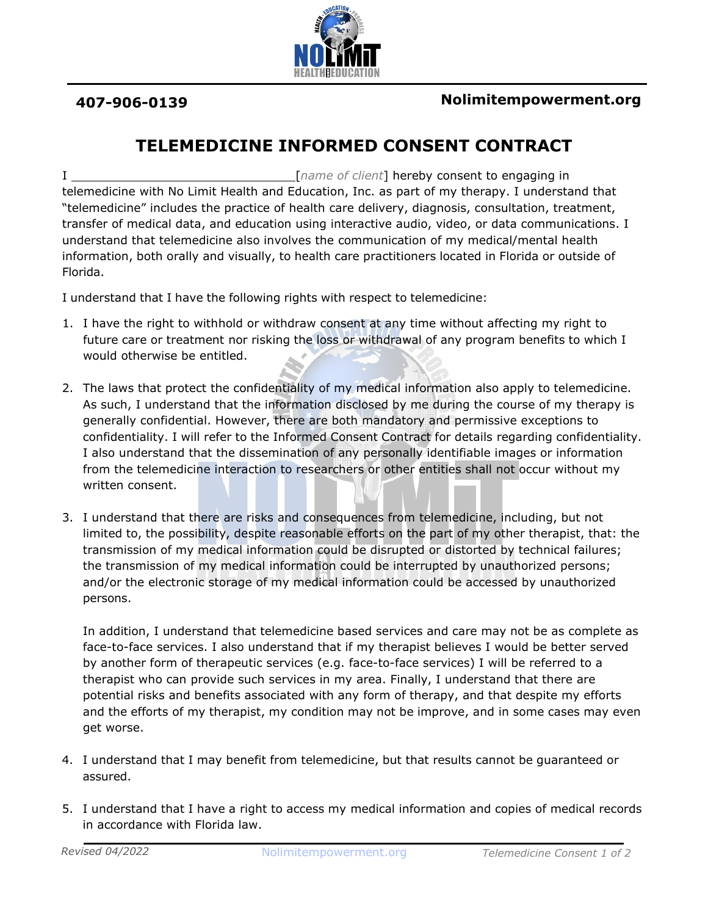407-906-0139 Nolimitempowerment.org

# TELEMEDICINE INFORMED CONSENT CONTRACT

I ______________________________ [*name of client*] hereby consent to engaging in telemedicine with No Limit Health and Education, Inc. as part of my therapy. I understand that "telemedicine" includes the practice of health care delivery, diagnosis, consultation, treatment, transfer of medical data, and education using interactive audio, video, or data communications. I understand that telemedicine also involves the communication of my medical/mental health information, both orally and visually, to health care practitioners located in Florida or outside of Florida.

I understand that I have the following rights with respect to telemedicine:

1. I have the right to withhold or withdraw consent at any time without affecting my right to future care or treatment nor risking the loss or withdrawal of any program benefits to which I would otherwise be entitled.

2. The laws that protect the confidentiality of my medical information also apply to telemedicine. As such, I understand that the information disclosed by me during the course of my therapy is generally confidential. However, there are both mandatory and permissive exceptions to confidentiality. I will refer to the Informed Consent Contract for details regarding confidentiality. I also understand that the dissemination of any personally identifiable images or information from the telemedicine interaction to researchers or other entities shall not occur without my written consent.

3. I understand that there are risks and consequences from telemedicine, including, but not limited to, the possibility, despite reasonable efforts on the part of my other therapist, that: the transmission of my medical information could be disrupted or distorted by technical failures; the transmission of my medical information could be interrupted by unauthorized persons; and/or the electronic storage of my medical information could be accessed by unauthorized persons.

   In addition, I understand that telemedicine based services and care may not be as complete as face-to-face services. I also understand that if my therapist believes I would be better served by another form of therapeutic services (e.g. face-to-face services) I will be referred to a therapist who can provide such services in my area. Finally, I understand that there are potential risks and benefits associated with any form of therapy, and that despite my efforts and the efforts of my therapist, my condition may not be improve, and in some cases may even get worse.

4. I understand that I may benefit from telemedicine, but that results cannot be guaranteed or assured.

5. I understand that I have a right to access my medical information and copies of medical records in accordance with Florida law.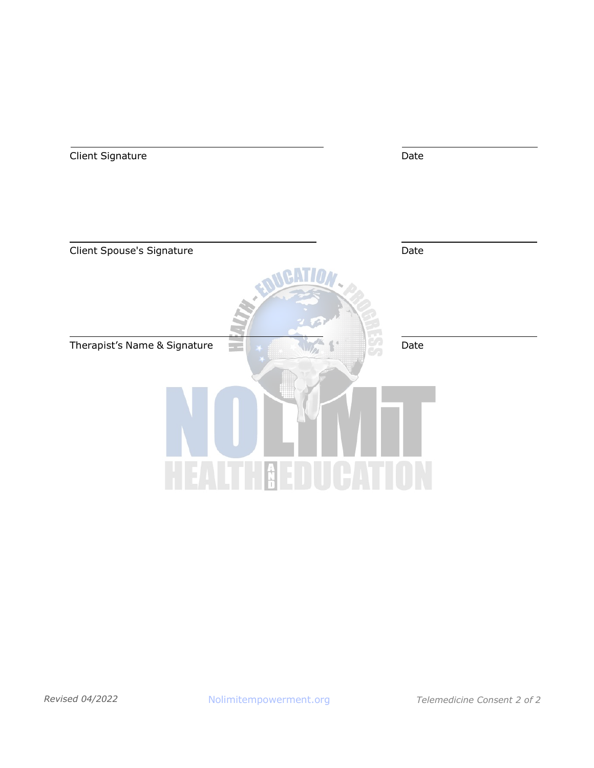Client Signature | Date

Client Spouse's Signature | Date

Therapist's Name & Signature | Date

Revised 04/2022

Nolimitempowerment.org